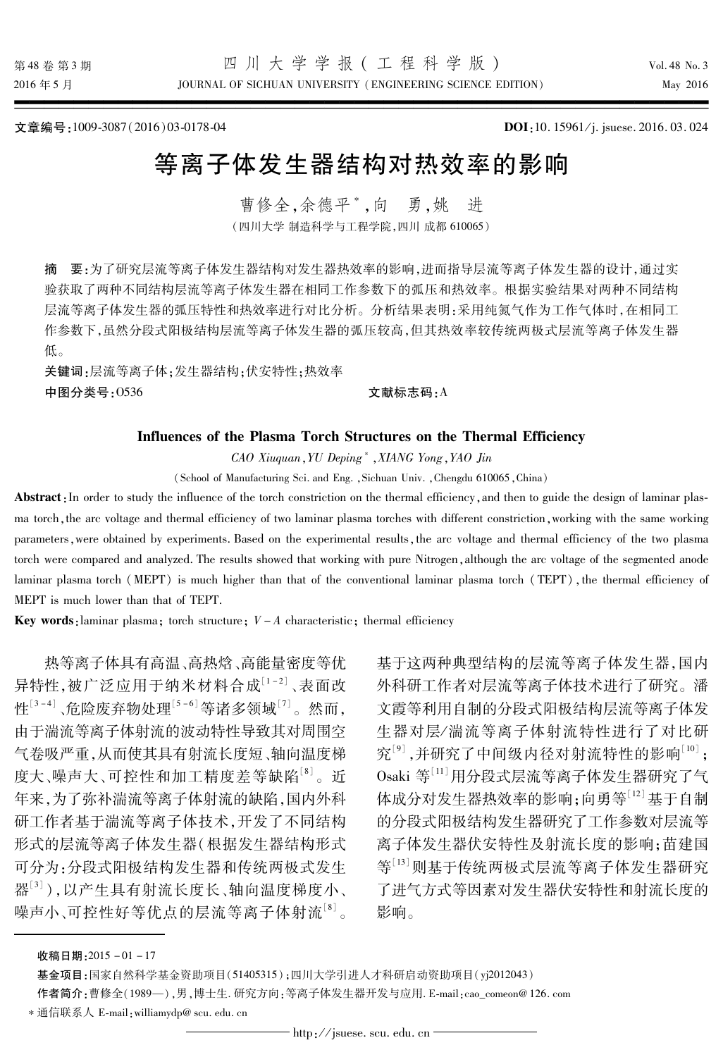文章编号:1009-3087(2016)03-0178-04　　　　DOI:10.15961/j.jsuese.2016.03.024

# 等离子体发生器结构对热效率的影响

曹修全,余德平*,向　勇,姚　进

(四川大学 制造科学与工程学院,四川 成都 610065)

**摘　要**:为了研究层流等离子体发生器结构对发生器热效率的影响,进而指导层流等离子体发生器的设计,通过实验获取了两种不同结构层流等离子体发生器在相同工作参数下的弧压和热效率。根据实验结果对两种不同结构层流等离子体发生器的弧压特性和热效率进行对比分析。分析结果表明:采用纯氮气作为工作气体时,在相同工作参数下,虽然分段式阳极结构层流等离子体发生器的弧压较高,但其热效率较传统两极式层流等离子体发生器低。

**关键词**:层流等离子体;发生器结构;伏安特性;热效率

**中图分类号**:O536　　　　**文献标志码**:A

## Influences of the Plasma Torch Structures on the Thermal Efficiency

*CAO Xiuquan, YU Deping*, XIANG Yong, YAO Jin*

(School of Manufacturing Sci. and Eng., Sichuan Univ., Chengdu 610065, China)

**Abstract**: In order to study the influence of the torch constriction on the thermal efficiency, and then to guide the design of laminar plasma torch, the arc voltage and thermal efficiency of two laminar plasma torches with different constriction, working with the same working parameters, were obtained by experiments. Based on the experimental results, the arc voltage and thermal efficiency of the two plasma torch were compared and analyzed. The results showed that working with pure Nitrogen, although the arc voltage of the segmented anode laminar plasma torch (MEPT) is much higher than that of the conventional laminar plasma torch (TEPT), the thermal efficiency of MEPT is much lower than that of TEPT.

**Key words**: laminar plasma; torch structure; $V-A$ characteristic; thermal efficiency

热等离子体具有高温、高热焓、高能量密度等优异特性,被广泛应用于纳米材料合成[1-2]、表面改性[3-4]、危险废弃物处理[5-6]等诸多领域[7]。然而,由于湍流等离子体射流的波动特性导致其对周围空气卷吸严重,从而使其具有射流长度短、轴向温度梯度大、噪声大、可控性和加工精度差等缺陷[8]。近年来,为了弥补湍流等离子体射流的缺陷,国内外科研工作者基于湍流等离子体技术,开发了不同结构形式的层流等离子体发生器(根据发生器结构形式可分为:分段式阳极结构发生器和传统两极式发生器[3]),以产生具有射流长度长、轴向温度梯度小、噪声小、可控性好等优点的层流等离子体射流[8]。基于这两种典型结构的层流等离子体发生器,国内外科研工作者对层流等离子体技术进行了研究。潘文霞等利用自制的分段式阳极结构层流等离子体发生器对层/湍流等离子体射流特性进行了对比研究[9],并研究了中间级内径对射流特性的影响[10];Osaki 等[11]用分段式层流等离子体发生器研究了气体成分对发生器热效率的影响;向勇等[12]基于自制的分段式阳极结构发生器研究了工作参数对层流等离子体发生器伏安特性及射流长度的影响;苗建国等[13]则基于传统两极式层流等离子体发生器研究了进气方式等因素对发生器伏安特性和射流长度的影响。

---

收稿日期:2015-01-17

基金项目:国家自然科学基金资助项目(51405315);四川大学引进人才科研启动资助项目(yj2012043)

作者简介:曹修全(1989—),男,博士生.研究方向:等离子体发生器开发与应用.E-mail:cao_comeon@126.com

* 通信联系人 E-mail:williamydp@scu.edu.cn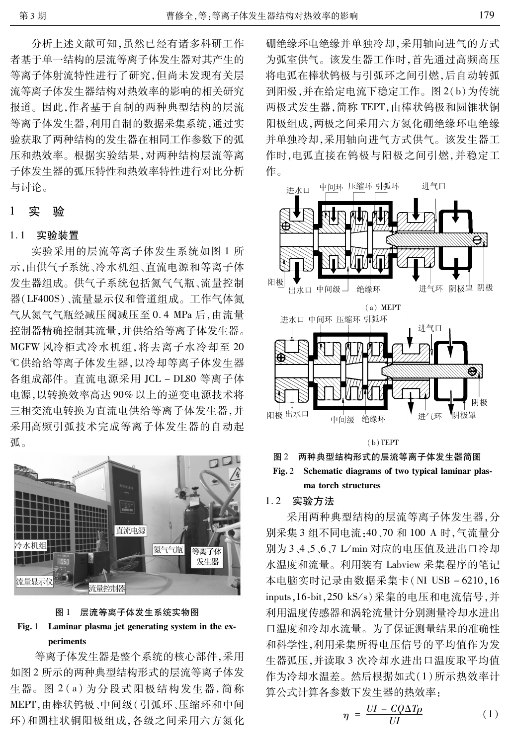分析上述文献可知,虽然已经有诸多科研工作者基于单一结构的层流等离子体发生器对其产生的等离子体射流特性进行了研究,但尚未发现有关层流等离子体发生器结构对热效率的影响的相关研究报道。因此,作者基于自制的两种典型结构的层流等离子体发生器,利用自制的数据采集系统,通过实验获取了两种结构的发生器在相同工作参数下的弧压和热效率。根据实验结果,对两种结构层流等离子体发生器的弧压特性和热效率特性进行对比分析与讨论。

## 1 实　验

### 1.1 实验装置

实验采用的层流等离子体发生系统如图1所示,由供气子系统、冷水机组、直流电源和等离子体发生器组成。供气子系统包括氮气气瓶、流量控制器(LF400S)、流量显示仪和管道组成。工作气体氮气从氮气气瓶经减压阀减压至0.4 MPa后,由流量控制器精确控制其流量,并供给给等离子体发生器。MGFW风冷柜式冷水机组,将去离子水冷却至20 ℃供给给等离子体发生器,以冷却等离子体发生器各组成部件。直流电源采用JCL－DL80等离子体电源,以转换效率高达90%以上的逆变电源技术将三相交流电转换为直流电供给等离子体发生器,并采用高频引弧技术完成等离子体发生器的自动起弧。

冷水机组
直流电源
氮气气瓶
等离子体发生器
流量显示仪
流量控制器

图1　层流等离子体发生系统实物图

Fig.1　Laminar plasma jet generating system in the experiments

等离子体发生器是整个系统的核心部件,采用如图2所示的两种典型结构形式的层流等离子体发生器。图2(a)为分段式阳极结构发生器,简称MEPT,由棒状钨极、中间级(引弧环、压缩环和中间环)和圆柱状铜阳极组成,各级之间采用六方氮化硼绝缘环电绝缘并单独冷却,采用轴向进气的方式为弧室供气。该发生器工作时,首先通过高频高压将电弧在棒状钨极与引弧环之间引燃,后自动转弧到阳极,并在给定电流下稳定工作。图2(b)为传统两极式发生器,简称TEPT,由棒状钨极和圆锥状铜阳极组成,两极之间采用六方氮化硼绝缘环电绝缘并单独冷却,采用轴向进气方式供气。该发生器工作时,电弧直接在钨极与阳极之间引燃,并稳定工作。

进水口　中间环　压缩环　引弧环　进气口
阳极　出水口　中间级　绝缘环　进气环　阴极罩　阴极

(a) MEPT

进水口　中间环　压缩环　引弧环　进气口
阳极　出水口　中间级　绝缘环　进气环　阴极罩　阴极

(b) TEPT

图2　两种典型结构形式的层流等离子体发生器简图

Fig.2　Schematic diagrams of two typical laminar plasma torch structures

### 1.2 实验方法

采用两种典型结构的层流等离子体发生器,分别采集3组不同电流:40、70和100 A时,气流量分别为3、4、5、6、7 L/min对应的电压值及进出口冷却水温度和流量。利用装有Labview采集程序的笔记本电脑实时记录由数据采集卡(NI USB－6210,16 inputs,16-bit,250 kS/s)采集的电压和电流信号,并利用温度传感器和涡轮流量计分别测量冷却水进出口温度和冷却水流量。为了保证测量结果的准确性和科学性,利用采集所得电压信号的平均值作为发生器弧压,并读取3次冷却水进出口温度取平均值作为冷却水温差。然后根据如式(1)所示热效率计算公式计算各参数下发生器的热效率:

$$\eta = \frac{UI - CQ\Delta T\rho}{UI} \tag{1}$$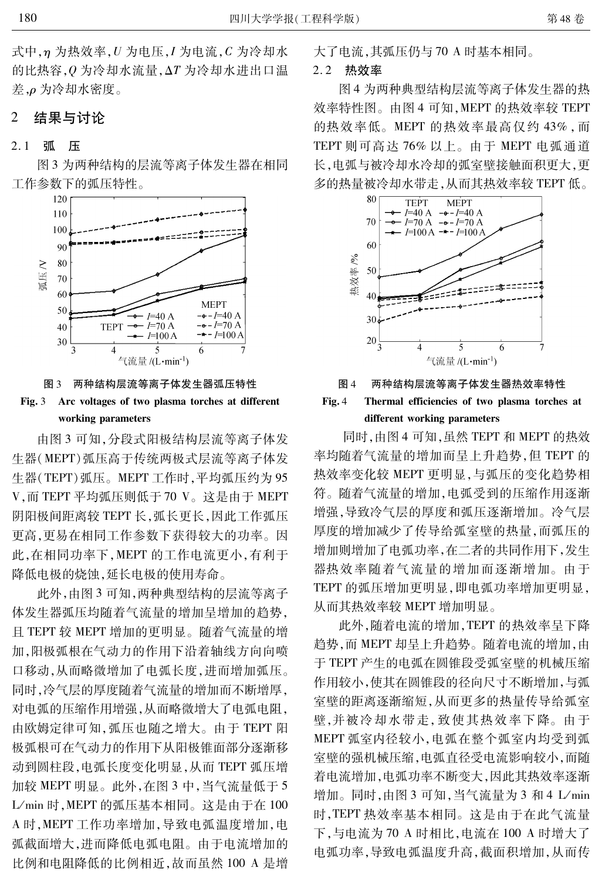式中，$\eta$ 为热效率，$U$ 为电压，$I$ 为电流，$C$ 为冷却水的比热容，$Q$ 为冷却水流量，$\Delta T$ 为冷却水进出口温差，$\rho$ 为冷却水密度。

## 2 结果与讨论

### 2.1 弧 压

图 3 为两种结构的层流等离子体发生器在相同工作参数下的弧压特性。

120
110
100
90
80
70
60
50
40
30
弧压 /V
3 4 5 6 7
气流量 /(L·min$^{-1}$)
TEPT
$I$=40 A
$I$=70 A
$I$=100 A
MEPT
$I$=40 A
$I$=70 A
$I$=100 A

图 3 两种结构层流等离子体发生器弧压特性

**Fig. 3** Arc voltages of two plasma torches at different working parameters

由图 3 可知，分段式阳极结构层流等离子体发生器(MEPT)弧压高于传统两极式层流等离子体发生器(TEPT)弧压。MEPT 工作时，平均弧压约为 95 V，而 TEPT 平均弧压则低于 70 V。这是由于 MEPT 阴阳极间距离较 TEPT 长，弧长更长，因此工作弧压更高，更易在相同工作参数下获得较大的功率。因此，在相同功率下，MEPT 的工作电流更小，有利于降低电极的烧蚀，延长电极的使用寿命。

此外，由图 3 可知，两种典型结构的层流等离子体发生器弧压均随着气流量的增加呈增加的趋势，且 TEPT 较 MEPT 增加的更明显。随着气流量的增加，阳极弧根在气动力的作用下沿着轴线方向向喷口移动，从而略微增加了电弧长度，进而增加弧压。同时，冷气层的厚度随着气流量的增加而不断增厚，对电弧的压缩作用增强，从而略微增大了电弧电阻，由欧姆定律可知，弧压也随之增大。由于 TEPT 阳极弧根可在气动力的作用下从阳极锥面部分逐渐移动到圆柱段，电弧长度变化明显，从而 TEPT 弧压增加较 MEPT 明显。此外，在图 3 中，当气流量低于 5 L/min 时，MEPT 的弧压基本相同。这是由于在 100 A 时，MEPT 工作功率增加，导致电弧温度增加，电弧截面增大，进而降低电弧电阻。由于电流增加的比例和电阻降低的比例相近，故而虽然 100 A 是增大了电流，其弧压仍与 70 A 时基本相同。

### 2.2 热效率

图 4 为两种典型结构层流等离子体发生器的热效率特性图。由图 4 可知，MEPT 的热效率较 TEPT 的热效率低。MEPT 的热效率最高仅约 43%，而 TEPT 则可高达 76% 以上。由于 MEPT 电弧通道长，电弧与被冷却水冷却的弧室壁接触面积更大，更多的热量被冷却水带走，从而其热效率较 TEPT 低。

80
70
60
50
40
30
20
热效率 /%
3 4 5 6 7
气流量 /(L·min$^{-1}$)
TEPT
$I$=40 A
$I$=70 A
$I$=100 A
MEPT
$I$=40 A
$I$=70 A
$I$=100 A

图 4 两种结构层流等离子体发生器热效率特性

**Fig. 4** Thermal efficiencies of two plasma torches at different working parameters

同时，由图 4 可知，虽然 TEPT 和 MEPT 的热效率均随着气流量的增加而呈上升趋势，但 TEPT 的热效率变化较 MEPT 更明显，与弧压的变化趋势相符。随着气流量的增加，电弧受到的压缩作用逐渐增强，导致冷气层的厚度和弧压逐渐增加。冷气层厚度的增加减少了传导给弧室壁的热量，而弧压的增加则增加了电弧功率，在二者的共同作用下，发生器热效率随着气流量的增加而逐渐增加。由于 TEPT 的弧压增加更明显，即电弧功率增加更明显，从而其热效率较 MEPT 增加明显。

此外，随着电流的增加，TEPT 的热效率呈下降趋势，而 MEPT 却呈上升趋势。随着电流的增加，由于 TEPT 产生的电弧在圆锥段受弧室壁的机械压缩作用较小，使其在圆锥段的径向尺寸不断增加，与弧室壁的距离逐渐缩短，从而更多的热量传导给弧室壁，并被冷却水带走，致使其热效率下降。由于 MEPT 弧室内径较小，电弧在整个弧室内均受到弧室壁的强机械压缩，电弧直径受电流影响较小，而随着电流增加，电弧功率不断变大，因此其热效率逐渐增加。同时，由图 3 可知，当气流量为 3 和 4 L/min 时，TEPT 热效率基本相同。这是由于在此气流量下，与电流为 70 A 时相比，电流在 100 A 时增大了电弧功率，导致电弧温度升高，截面积增加，从而传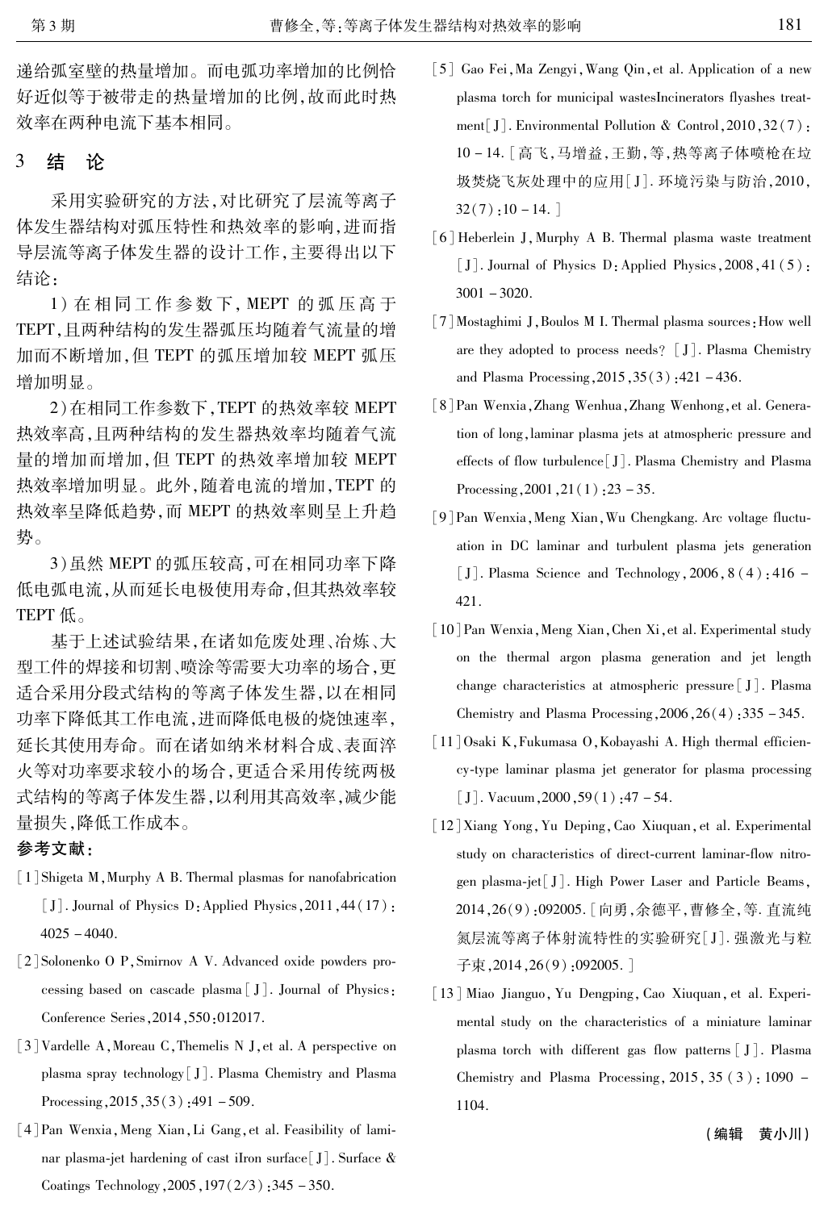递给弧室壁的热量增加。而电弧功率增加的比例恰好近似等于被带走的热量增加的比例,故而此时热效率在两种电流下基本相同。

## 3 结 论

采用实验研究的方法,对比研究了层流等离子体发生器结构对弧压特性和热效率的影响,进而指导层流等离子体发生器的设计工作,主要得出以下结论:

1)在相同工作参数下,MEPT 的弧压高于 TEPT,且两种结构的发生器弧压均随着气流量的增加而不断增加,但 TEPT 的弧压增加较 MEPT 弧压增加明显。

2)在相同工作参数下,TEPT 的热效率较 MEPT 热效率高,且两种结构的发生器热效率均随着气流量的增加而增加,但 TEPT 的热效率增加较 MEPT 热效率增加明显。此外,随着电流的增加,TEPT 的热效率呈降低趋势,而 MEPT 的热效率则呈上升趋势。

3)虽然 MEPT 的弧压较高,可在相同功率下降低电弧电流,从而延长电极使用寿命,但其热效率较 TEPT 低。

基于上述试验结果,在诸如危废处理、冶炼、大型工件的焊接和切割、喷涂等需要大功率的场合,更适合采用分段式结构的等离子体发生器,以在相同功率下降低其工作电流,进而降低电极的烧蚀速率,延长其使用寿命。而在诸如纳米材料合成、表面淬火等对功率要求较小的场合,更适合采用传统两极式结构的等离子体发生器,以利用其高效率,减少能量损失,降低工作成本。

**参考文献:**

[1] Shigeta M, Murphy A B. Thermal plasmas for nanofabrication [J]. Journal of Physics D: Applied Physics, 2011, 44(17): 4025 – 4040.

[2] Solonenko O P, Smirnov A V. Advanced oxide powders processing based on cascade plasma [J]. Journal of Physics: Conference Series, 2014, 550: 012017.

[3] Vardelle A, Moreau C, Themelis N J, et al. A perspective on plasma spray technology [J]. Plasma Chemistry and Plasma Processing, 2015, 35(3): 491 – 509.

[4] Pan Wenxia, Meng Xian, Li Gang, et al. Feasibility of laminar plasma-jet hardening of cast iIron surface [J]. Surface & Coatings Technology, 2005, 197(2/3): 345 – 350.

[5] Gao Fei, Ma Zengyi, Wang Qin, et al. Application of a new plasma torch for municipal wastesIncinerators flyashes treatment [J]. Environmental Pollution & Control, 2010, 32(7): 10 – 14. [高飞,马增益,王勤,等.热等离子体喷枪在垃圾焚烧飞灰处理中的应用[J].环境污染与防治,2010, 32(7): 10 – 14.]

[6] Heberlein J, Murphy A B. Thermal plasma waste treatment [J]. Journal of Physics D: Applied Physics, 2008, 41(5): 3001 – 3020.

[7] Mostaghimi J, Boulos M I. Thermal plasma sources: How well are they adopted to process needs? [J]. Plasma Chemistry and Plasma Processing, 2015, 35(3): 421 – 436.

[8] Pan Wenxia, Zhang Wenhua, Zhang Wenhong, et al. Generation of long, laminar plasma jets at atmospheric pressure and effects of flow turbulence [J]. Plasma Chemistry and Plasma Processing, 2001, 21(1): 23 – 35.

[9] Pan Wenxia, Meng Xian, Wu Chengkang. Arc voltage fluctuation in DC laminar and turbulent plasma jets generation [J]. Plasma Science and Technology, 2006, 8(4): 416 – 421.

[10] Pan Wenxia, Meng Xian, Chen Xi, et al. Experimental study on the thermal argon plasma generation and jet length change characteristics at atmospheric pressure [J]. Plasma Chemistry and Plasma Processing, 2006, 26(4): 335 – 345.

[11] Osaki K, Fukumasa O, Kobayashi A. High thermal efficiency-type laminar plasma jet generator for plasma processing [J]. Vacuum, 2000, 59(1): 47 – 54.

[12] Xiang Yong, Yu Deping, Cao Xiuquan, et al. Experimental study on characteristics of direct-current laminar-flow nitrogen plasma-jet [J]. High Power Laser and Particle Beams, 2014, 26(9): 092005. [向勇,余德平,曹修全,等.直流纯氮层流等离子体射流特性的实验研究[J].强激光与粒子束,2014,26(9):092005.]

[13] Miao Jianguo, Yu Dengping, Cao Xiuquan, et al. Experimental study on the characteristics of a miniature laminar plasma torch with different gas flow patterns [J]. Plasma Chemistry and Plasma Processing, 2015, 35(3): 1090 – 1104.

(编辑 黄小川)